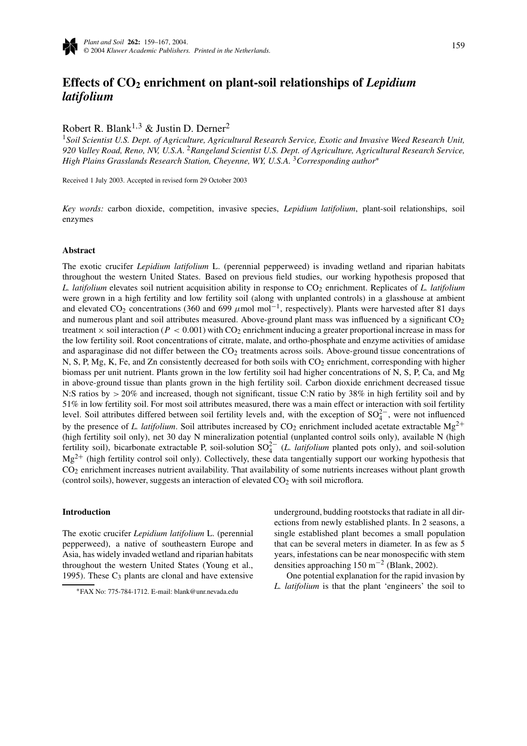# Effects of $CO_2$ enrichment on plant-soil relationships of *Lepidium latifolium*

Robert R. Blank[1,3] & Justin D. Derner[2]

[1]*Soil Scientist U.S. Dept. of Agriculture, Agricultural Research Service, Exotic and Invasive Weed Research Unit, 920 Valley Road, Reno, NV, U.S.A.* [2]*Rangeland Scientist U.S. Dept. of Agriculture, Agricultural Research Service, High Plains Grasslands Research Station, Cheyenne, WY, U.S.A.* [3]*Corresponding author*[*]

Received 1 July 2003. Accepted in revised form 29 October 2003

*Key words:* carbon dioxide, competition, invasive species, *Lepidium latifolium*, plant-soil relationships, soil enzymes

## Abstract

The exotic crucifer *Lepidium latifolium* L. (perennial pepperweed) is invading wetland and riparian habitats throughout the western United States. Based on previous field studies, our working hypothesis proposed that *L. latifolium* elevates soil nutrient acquisition ability in response to $CO_2$ enrichment. Replicates of *L. latifolium* were grown in a high fertility and low fertility soil (along with unplanted controls) in a glasshouse at ambient and elevated $CO_2$ concentrations (360 and 699 $\mu$mol mol$^{-1}$, respectively). Plants were harvested after 81 days and numerous plant and soil attributes measured. Above-ground plant mass was influenced by a significant $CO_2$ treatment × soil interaction ($P < 0.001$) with $CO_2$ enrichment inducing a greater proportional increase in mass for the low fertility soil. Root concentrations of citrate, malate, and ortho-phosphate and enzyme activities of amidase and asparaginase did not differ between the $CO_2$ treatments across soils. Above-ground tissue concentrations of N, S, P, Mg, K, Fe, and Zn consistently decreased for both soils with $CO_2$ enrichment, corresponding with higher biomass per unit nutrient. Plants grown in the low fertility soil had higher concentrations of N, S, P, Ca, and Mg in above-ground tissue than plants grown in the high fertility soil. Carbon dioxide enrichment decreased tissue N:S ratios by $> 20\%$ and increased, though not significant, tissue C:N ratio by 38% in high fertility soil and by 51% in low fertility soil. For most soil attributes measured, there was a main effect or interaction with soil fertility level. Soil attributes differed between soil fertility levels and, with the exception of $SO_4^{2-}$, were not influenced by the presence of *L. latifolium*. Soil attributes increased by $CO_2$ enrichment included acetate extractable $Mg^{2+}$ (high fertility soil only), net 30 day N mineralization potential (unplanted control soils only), available N (high fertility soil), bicarbonate extractable P, soil-solution $SO_4^{2-}$ (*L. latifolium* planted pots only), and soil-solution $Mg^{2+}$ (high fertility control soil only). Collectively, these data tangentially support our working hypothesis that $CO_2$ enrichment increases nutrient availability. That availability of some nutrients increases without plant growth (control soils), however, suggests an interaction of elevated $CO_2$ with soil microflora.

## Introduction

The exotic crucifer *Lepidium latifolium* L. (perennial pepperweed), a native of southeastern Europe and Asia, has widely invaded wetland and riparian habitats throughout the western United States (Young et al., 1995). These $C_3$ plants are clonal and have extensive underground, budding rootstocks that radiate in all directions from newly established plants. In 2 seasons, a single established plant becomes a small population that can be several meters in diameter. In as few as 5 years, infestations can be near monospecific with stem densities approaching 150 m$^{-2}$ (Blank, 2002).

One potential explanation for the rapid invasion by *L. latifolium* is that the plant 'engineers' the soil to

[*]FAX No: 775-784-1712. E-mail: blank@unr.nevada.edu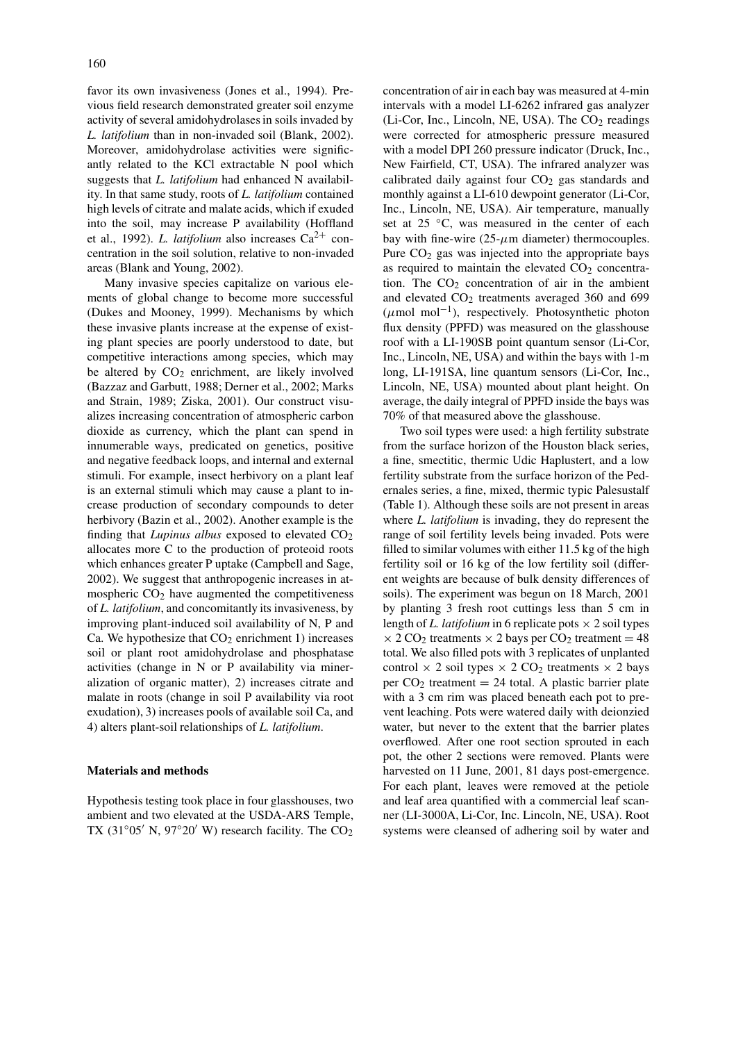favor its own invasiveness (Jones et al., 1994). Previous field research demonstrated greater soil enzyme activity of several amidohydrolases in soils invaded by *L. latifolium* than in non-invaded soil (Blank, 2002). Moreover, amidohydrolase activities were significantly related to the KCl extractable N pool which suggests that *L. latifolium* had enhanced N availability. In that same study, roots of *L. latifolium* contained high levels of citrate and malate acids, which if exuded into the soil, may increase P availability (Hoffland et al., 1992). *L. latifolium* also increases $Ca^{2+}$ concentration in the soil solution, relative to non-invaded areas (Blank and Young, 2002).

Many invasive species capitalize on various elements of global change to become more successful (Dukes and Mooney, 1999). Mechanisms by which these invasive plants increase at the expense of existing plant species are poorly understood to date, but competitive interactions among species, which may be altered by $CO_2$ enrichment, are likely involved (Bazzaz and Garbutt, 1988; Derner et al., 2002; Marks and Strain, 1989; Ziska, 2001). Our construct visualizes increasing concentration of atmospheric carbon dioxide as currency, which the plant can spend in innumerable ways, predicated on genetics, positive and negative feedback loops, and internal and external stimuli. For example, insect herbivory on a plant leaf is an external stimuli which may cause a plant to increase production of secondary compounds to deter herbivory (Bazin et al., 2002). Another example is the finding that *Lupinus albus* exposed to elevated $CO_2$ allocates more C to the production of proteoid roots which enhances greater P uptake (Campbell and Sage, 2002). We suggest that anthropogenic increases in atmospheric $CO_2$ have augmented the competitiveness of *L. latifolium*, and concomitantly its invasiveness, by improving plant-induced soil availability of N, P and Ca. We hypothesize that $CO_2$ enrichment 1) increases soil or plant root amidohydrolase and phosphatase activities (change in N or P availability via mineralization of organic matter), 2) increases citrate and malate in roots (change in soil P availability via root exudation), 3) increases pools of available soil Ca, and 4) alters plant-soil relationships of *L. latifolium*.

## Materials and methods

Hypothesis testing took place in four glasshouses, two ambient and two elevated at the USDA-ARS Temple, TX (31°05′ N, 97°20′ W) research facility. The $CO_2$ concentration of air in each bay was measured at 4-min intervals with a model LI-6262 infrared gas analyzer (Li-Cor, Inc., Lincoln, NE, USA). The $CO_2$ readings were corrected for atmospheric pressure measured with a model DPI 260 pressure indicator (Druck, Inc., New Fairfield, CT, USA). The infrared analyzer was calibrated daily against four $CO_2$ gas standards and monthly against a LI-610 dewpoint generator (Li-Cor, Inc., Lincoln, NE, USA). Air temperature, manually set at 25 °C, was measured in the center of each bay with fine-wire (25-$\mu$m diameter) thermocouples. Pure $CO_2$ gas was injected into the appropriate bays as required to maintain the elevated $CO_2$ concentration. The $CO_2$ concentration of air in the ambient and elevated $CO_2$ treatments averaged 360 and 699 ($\mu$mol mol$^{-1}$), respectively. Photosynthetic photon flux density (PPFD) was measured on the glasshouse roof with a LI-190SB point quantum sensor (Li-Cor, Inc., Lincoln, NE, USA) and within the bays with 1-m long, LI-191SA, line quantum sensors (Li-Cor, Inc., Lincoln, NE, USA) mounted about plant height. On average, the daily integral of PPFD inside the bays was 70% of that measured above the glasshouse.

Two soil types were used: a high fertility substrate from the surface horizon of the Houston black series, a fine, smectitic, thermic Udic Haplustert, and a low fertility substrate from the surface horizon of the Pedernales series, a fine, mixed, thermic typic Palesustalf (Table 1). Although these soils are not present in areas where *L. latifolium* is invading, they do represent the range of soil fertility levels being invaded. Pots were filled to similar volumes with either 11.5 kg of the high fertility soil or 16 kg of the low fertility soil (different weights are because of bulk density differences of soils). The experiment was begun on 18 March, 2001 by planting 3 fresh root cuttings less than 5 cm in length of *L. latifolium* in 6 replicate pots × 2 soil types × 2 $CO_2$ treatments × 2 bays per $CO_2$ treatment = 48 total. We also filled pots with 3 replicates of unplanted control × 2 soil types × 2 $CO_2$ treatments × 2 bays per $CO_2$ treatment = 24 total. A plastic barrier plate with a 3 cm rim was placed beneath each pot to prevent leaching. Pots were watered daily with deionzied water, but never to the extent that the barrier plates overflowed. After one root section sprouted in each pot, the other 2 sections were removed. Plants were harvested on 11 June, 2001, 81 days post-emergence. For each plant, leaves were removed at the petiole and leaf area quantified with a commercial leaf scanner (LI-3000A, Li-Cor, Inc. Lincoln, NE, USA). Root systems were cleansed of adhering soil by water and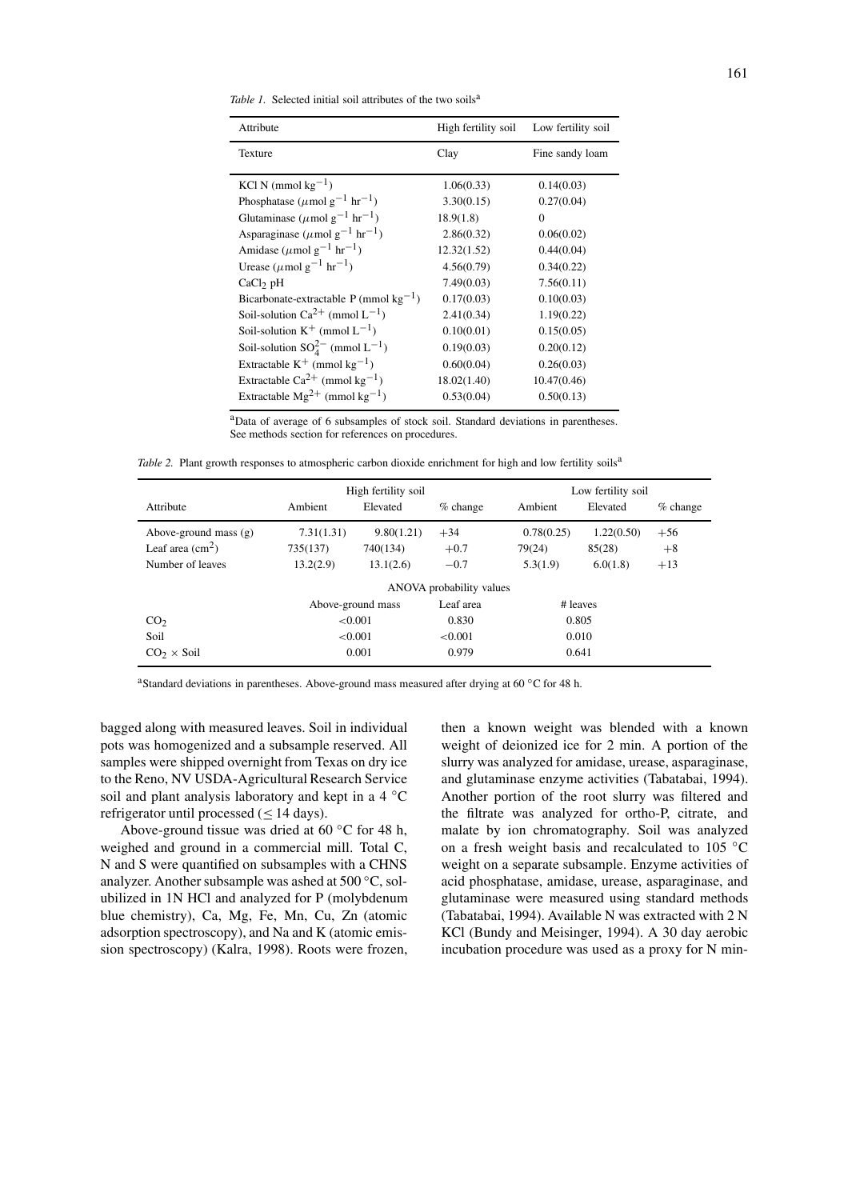*Table 1.* Selected initial soil attributes of the two soils[a]

| Attribute | High fertility soil | Low fertility soil |
|---|---|---|
| Texture | Clay | Fine sandy loam |
| KCl N (mmol $kg^{-1}$) | 1.06(0.33) | 0.14(0.03) |
| Phosphatase ($\mu$mol $g^{-1}$ $hr^{-1}$) | 3.30(0.15) | 0.27(0.04) |
| Glutaminase ($\mu$mol $g^{-1}$ $hr^{-1}$) | 18.9(1.8) | 0 |
| Asparaginase ($\mu$mol $g^{-1}$ $hr^{-1}$) | 2.86(0.32) | 0.06(0.02) |
| Amidase ($\mu$mol $g^{-1}$ $hr^{-1}$) | 12.32(1.52) | 0.44(0.04) |
| Urease ($\mu$mol $g^{-1}$ $hr^{-1}$) | 4.56(0.79) | 0.34(0.22) |
| $CaCl_2$ pH | 7.49(0.03) | 7.56(0.11) |
| Bicarbonate-extractable P (mmol $kg^{-1}$) | 0.17(0.03) | 0.10(0.03) |
| Soil-solution $Ca^{2+}$ (mmol $L^{-1}$) | 2.41(0.34) | 1.19(0.22) |
| Soil-solution $K^{+}$ (mmol $L^{-1}$) | 0.10(0.01) | 0.15(0.05) |
| Soil-solution $SO_4^{2-}$ (mmol $L^{-1}$) | 0.19(0.03) | 0.20(0.12) |
| Extractable $K^{+}$ (mmol $kg^{-1}$) | 0.60(0.04) | 0.26(0.03) |
| Extractable $Ca^{2+}$ (mmol $kg^{-1}$) | 18.02(1.40) | 10.47(0.46) |
| Extractable $Mg^{2+}$ (mmol $kg^{-1}$) | 0.53(0.04) | 0.50(0.13) |

[a]Data of average of 6 subsamples of stock soil. Standard deviations in parentheses. See methods section for references on procedures.

*Table 2.* Plant growth responses to atmospheric carbon dioxide enrichment for high and low fertility soils[a]

| | High fertility soil | | | Low fertility soil | | |
|---|---|---|---|---|---|---|
| Attribute | Ambient | Elevated | % change | Ambient | Elevated | % change |
| Above-ground mass (g) | 7.31(1.31) | 9.80(1.21) | +34 | 0.78(0.25) | 1.22(0.50) | +56 |
| Leaf area ($cm^2$) | 735(137) | 740(134) | +0.7 | 79(24) | 85(28) | +8 |
| Number of leaves | 13.2(2.9) | 13.1(2.6) | −0.7 | 5.3(1.9) | 6.0(1.8) | +13 |

| ANOVA probability values | Above-ground mass | Leaf area | # leaves |
|---|---|---|---|
| $CO_2$ | <0.001 | 0.830 | 0.805 |
| Soil | <0.001 | <0.001 | 0.010 |
| $CO_2$ × Soil | 0.001 | 0.979 | 0.641 |

[a]Standard deviations in parentheses. Above-ground mass measured after drying at 60 °C for 48 h.

bagged along with measured leaves. Soil in individual pots was homogenized and a subsample reserved. All samples were shipped overnight from Texas on dry ice to the Reno, NV USDA-Agricultural Research Service soil and plant analysis laboratory and kept in a 4 °C refrigerator until processed (≤ 14 days).

Above-ground tissue was dried at 60 °C for 48 h, weighed and ground in a commercial mill. Total C, N and S were quantified on subsamples with a CHNS analyzer. Another subsample was ashed at 500 °C, solubilized in 1N HCl and analyzed for P (molybdenum blue chemistry), Ca, Mg, Fe, Mn, Cu, Zn (atomic adsorption spectroscopy), and Na and K (atomic emission spectroscopy) (Kalra, 1998). Roots were frozen, then a known weight was blended with a known weight of deionized ice for 2 min. A portion of the slurry was analyzed for amidase, urease, asparaginase, and glutaminase enzyme activities (Tabatabai, 1994). Another portion of the root slurry was filtered and the filtrate was analyzed for ortho-P, citrate, and malate by ion chromatography. Soil was analyzed on a fresh weight basis and recalculated to 105 °C weight on a separate subsample. Enzyme activities of acid phosphatase, amidase, urease, asparaginase, and glutaminase were measured using standard methods (Tabatabai, 1994). Available N was extracted with 2 N KCl (Bundy and Meisinger, 1994). A 30 day aerobic incubation procedure was used as a proxy for N min-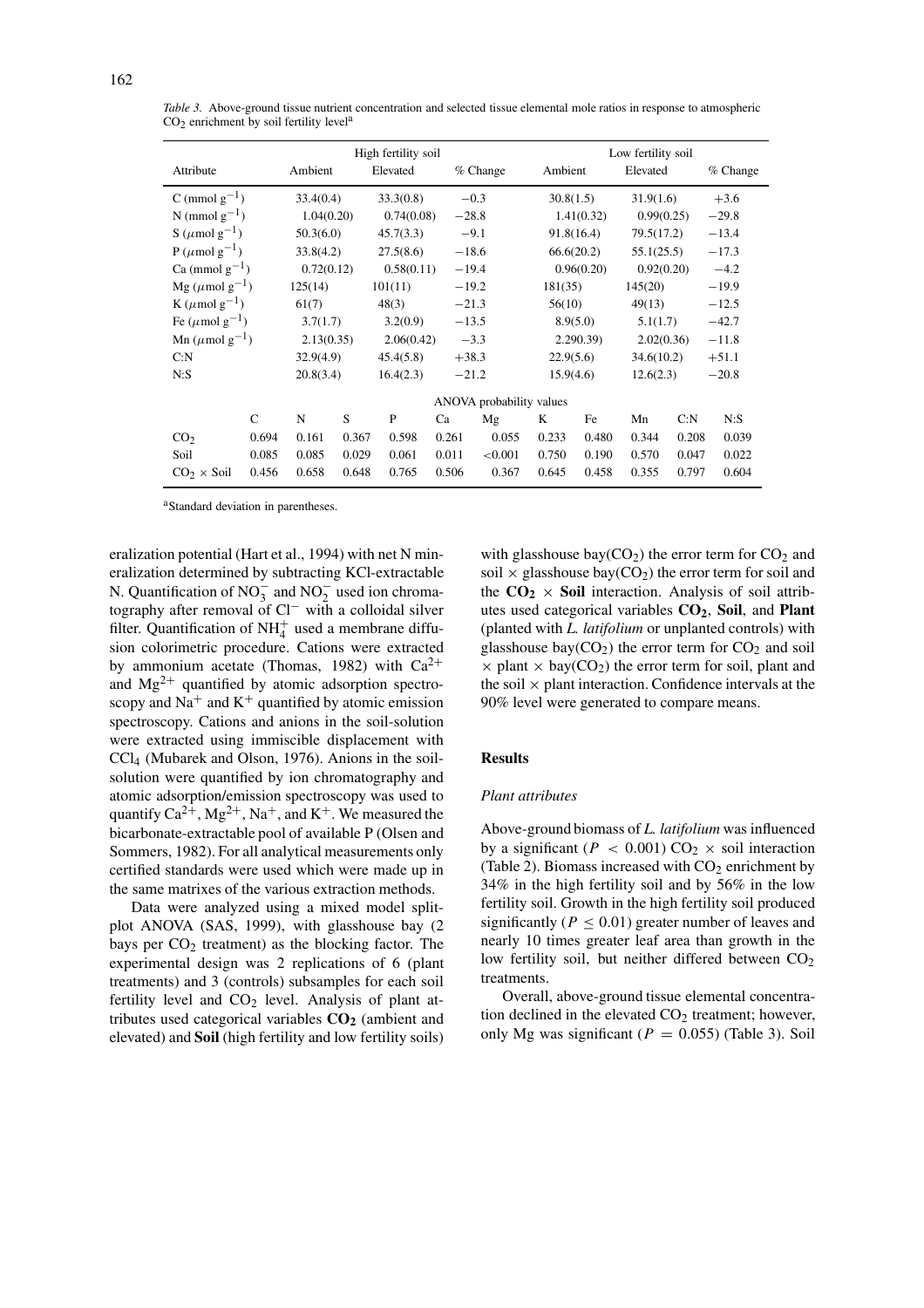*Table 3.* Above-ground tissue nutrient concentration and selected tissue elemental mole ratios in response to atmospheric $CO_2$ enrichment by soil fertility level[a]

| Attribute | High fertility soil | | | Low fertility soil | | |
|---|---|---|---|---|---|---|
| | Ambient | Elevated | % Change | Ambient | Elevated | % Change |
| C (mmol $g^{-1}$) | 33.4(0.4) | 33.3(0.8) | −0.3 | 30.8(1.5) | 31.9(1.6) | +3.6 |
| N (mmol $g^{-1}$) | 1.04(0.20) | 0.74(0.08) | −28.8 | 1.41(0.32) | 0.99(0.25) | −29.8 |
| S ($\mu$mol $g^{-1}$) | 50.3(6.0) | 45.7(3.3) | −9.1 | 91.8(16.4) | 79.5(17.2) | −13.4 |
| P ($\mu$mol $g^{-1}$) | 33.8(4.2) | 27.5(8.6) | −18.6 | 66.6(20.2) | 55.1(25.5) | −17.3 |
| Ca (mmol $g^{-1}$) | 0.72(0.12) | 0.58(0.11) | −19.4 | 0.96(0.20) | 0.92(0.20) | −4.2 |
| Mg ($\mu$mol $g^{-1}$) | 125(14) | 101(11) | −19.2 | 181(35) | 145(20) | −19.9 |
| K ($\mu$mol $g^{-1}$) | 61(7) | 48(3) | −21.3 | 56(10) | 49(13) | −12.5 |
| Fe ($\mu$mol $g^{-1}$) | 3.7(1.7) | 3.2(0.9) | −13.5 | 8.9(5.0) | 5.1(1.7) | −42.7 |
| Mn ($\mu$mol $g^{-1}$) | 2.13(0.35) | 2.06(0.42) | −3.3 | 2.290.39) | 2.02(0.36) | −11.8 |
| C:N | 32.9(4.9) | 45.4(5.8) | +38.3 | 22.9(5.6) | 34.6(10.2) | +51.1 |
| N:S | 20.8(3.4) | 16.4(2.3) | −21.2 | 15.9(4.6) | 12.6(2.3) | −20.8 |

| | ANOVA probability values | | | | | | | | | | |
|---|---|---|---|---|---|---|---|---|---|---|---|
| | C | N | S | P | Ca | Mg | K | Fe | Mn | C:N | N:S |
| $CO_2$ | 0.694 | 0.161 | 0.367 | 0.598 | 0.261 | 0.055 | 0.233 | 0.480 | 0.344 | 0.208 | 0.039 |
| Soil | 0.085 | 0.085 | 0.029 | 0.061 | 0.011 | <0.001 | 0.750 | 0.190 | 0.570 | 0.047 | 0.022 |
| $CO_2$ × Soil | 0.456 | 0.658 | 0.648 | 0.765 | 0.506 | 0.367 | 0.645 | 0.458 | 0.355 | 0.797 | 0.604 |

[a]Standard deviation in parentheses.

eralization potential (Hart et al., 1994) with net N mineralization determined by subtracting KCl-extractable N. Quantification of $NO_3^-$ and $NO_2^-$ used ion chromatography after removal of $Cl^-$ with a colloidal silver filter. Quantification of $NH_4^+$ used a membrane diffusion colorimetric procedure. Cations were extracted by ammonium acetate (Thomas, 1982) with $Ca^{2+}$ and $Mg^{2+}$ quantified by atomic adsorption spectroscopy and $Na^+$ and $K^+$ quantified by atomic emission spectroscopy. Cations and anions in the soil-solution were extracted using immiscible displacement with $CCl_4$ (Mubarek and Olson, 1976). Anions in the soil-solution were quantified by ion chromatography and atomic adsorption/emission spectroscopy was used to quantify $Ca^{2+}$, $Mg^{2+}$, $Na^+$, and $K^+$. We measured the bicarbonate-extractable pool of available P (Olsen and Sommers, 1982). For all analytical measurements only certified standards were used which were made up in the same matrixes of the various extraction methods.

Data were analyzed using a mixed model split-plot ANOVA (SAS, 1999), with glasshouse bay (2 bays per $CO_2$ treatment) as the blocking factor. The experimental design was 2 replications of 6 (plant treatments) and 3 (controls) subsamples for each soil fertility level and $CO_2$ level. Analysis of plant attributes used categorical variables **$CO_2$** (ambient and elevated) and **Soil** (high fertility and low fertility soils) with glasshouse bay($CO_2$) the error term for $CO_2$ and soil × glasshouse bay($CO_2$) the error term for soil and the **$CO_2$ × Soil** interaction. Analysis of soil attributes used categorical variables **$CO_2$**, **Soil**, and **Plant** (planted with *L. latifolium* or unplanted controls) with glasshouse bay($CO_2$) the error term for $CO_2$ and soil × plant × bay($CO_2$) the error term for soil, plant and the soil × plant interaction. Confidence intervals at the 90% level were generated to compare means.

## Results

### *Plant attributes*

Above-ground biomass of *L. latifolium* was influenced by a significant ($P < 0.001$) $CO_2$ × soil interaction (Table 2). Biomass increased with $CO_2$ enrichment by 34% in the high fertility soil and by 56% in the low fertility soil. Growth in the high fertility soil produced significantly ($P \leq 0.01$) greater number of leaves and nearly 10 times greater leaf area than growth in the low fertility soil, but neither differed between $CO_2$ treatments.

Overall, above-ground tissue elemental concentration declined in the elevated $CO_2$ treatment; however, only Mg was significant ($P = 0.055$) (Table 3). Soil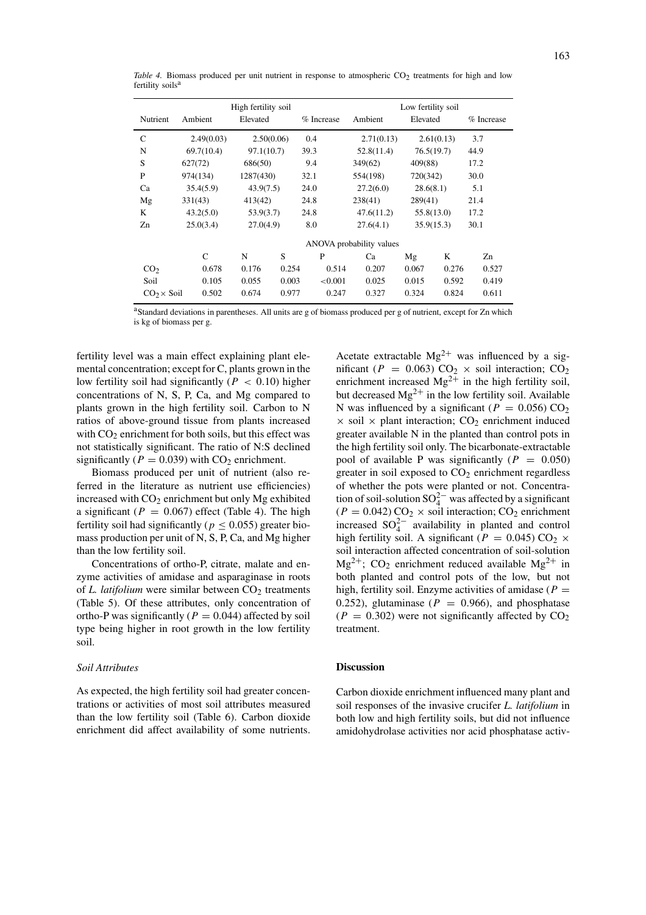*Table 4.* Biomass produced per unit nutrient in response to atmospheric $CO_2$ treatments for high and low fertility soils[a]

| Nutrient | High fertility soil | | | Low fertility soil | | |
|---|---|---|---|---|---|---|
| | Ambient | Elevated | % Increase | Ambient | Elevated | % Increase |
| C | 2.49(0.03) | 2.50(0.06) | 0.4 | 2.71(0.13) | 2.61(0.13) | 3.7 |
| N | 69.7(10.4) | 97.1(10.7) | 39.3 | 52.8(11.4) | 76.5(19.7) | 44.9 |
| S | 627(72) | 686(50) | 9.4 | 349(62) | 409(88) | 17.2 |
| P | 974(134) | 1287(430) | 32.1 | 554(198) | 720(342) | 30.0 |
| Ca | 35.4(5.9) | 43.9(7.5) | 24.0 | 27.2(6.0) | 28.6(8.1) | 5.1 |
| Mg | 331(43) | 413(42) | 24.8 | 238(41) | 289(41) | 21.4 |
| K | 43.2(5.0) | 53.9(3.7) | 24.8 | 47.6(11.2) | 55.8(13.0) | 17.2 |
| Zn | 25.0(3.4) | 27.0(4.9) | 8.0 | 27.6(4.1) | 35.9(15.3) | 30.1 |

ANOVA probability values

| | C | N | S | P | Ca | Mg | K | Zn |
|---|---|---|---|---|---|---|---|---|
| $CO_2$ | 0.678 | 0.176 | 0.254 | 0.514 | 0.207 | 0.067 | 0.276 | 0.527 |
| Soil | 0.105 | 0.055 | 0.003 | <0.001 | 0.025 | 0.015 | 0.592 | 0.419 |
| $CO_2 \times$ Soil | 0.502 | 0.674 | 0.977 | 0.247 | 0.327 | 0.324 | 0.824 | 0.611 |

[a]Standard deviations in parentheses. All units are g of biomass produced per g of nutrient, except for Zn which is kg of biomass per g.

fertility level was a main effect explaining plant elemental concentration; except for C, plants grown in the low fertility soil had significantly ($P < 0.10$) higher concentrations of N, S, P, Ca, and Mg compared to plants grown in the high fertility soil. Carbon to N ratios of above-ground tissue from plants increased with $CO_2$ enrichment for both soils, but this effect was not statistically significant. The ratio of N:S declined significantly ($P = 0.039$) with $CO_2$ enrichment.

Biomass produced per unit of nutrient (also referred in the literature as nutrient use efficiencies) increased with $CO_2$ enrichment but only Mg exhibited a significant ($P = 0.067$) effect (Table 4). The high fertility soil had significantly ($p \leq 0.055$) greater biomass production per unit of N, S, P, Ca, and Mg higher than the low fertility soil.

Concentrations of ortho-P, citrate, malate and enzyme activities of amidase and asparaginase in roots of *L. latifolium* were similar between $CO_2$ treatments (Table 5). Of these attributes, only concentration of ortho-P was significantly ($P = 0.044$) affected by soil type being higher in root growth in the low fertility soil.

### *Soil Attributes*

As expected, the high fertility soil had greater concentrations or activities of most soil attributes measured than the low fertility soil (Table 6). Carbon dioxide enrichment did affect availability of some nutrients. Acetate extractable $Mg^{2+}$ was influenced by a significant ($P = 0.063$) $CO_2 \times$ soil interaction; $CO_2$ enrichment increased $Mg^{2+}$ in the high fertility soil, but decreased $Mg^{2+}$ in the low fertility soil. Available N was influenced by a significant ($P = 0.056$) $CO_2 \times$ soil $\times$ plant interaction; $CO_2$ enrichment induced greater available N in the planted than control pots in the high fertility soil only. The bicarbonate-extractable pool of available P was significantly ($P = 0.050$) greater in soil exposed to $CO_2$ enrichment regardless of whether the pots were planted or not. Concentration of soil-solution $SO_4^{2-}$ was affected by a significant ($P = 0.042$) $CO_2 \times$ soil interaction; $CO_2$ enrichment increased $SO_4^{2-}$ availability in planted and control high fertility soil. A significant ($P = 0.045$) $CO_2 \times$ soil interaction affected concentration of soil-solution $Mg^{2+}$; $CO_2$ enrichment reduced available $Mg^{2+}$ in both planted and control pots of the low, but not high, fertility soil. Enzyme activities of amidase ($P = 0.252$), glutaminase ($P = 0.966$), and phosphatase ($P = 0.302$) were not significantly affected by $CO_2$ treatment.

## Discussion

Carbon dioxide enrichment influenced many plant and soil responses of the invasive crucifer *L. latifolium* in both low and high fertility soils, but did not influence amidohydrolase activities nor acid phosphatase activ-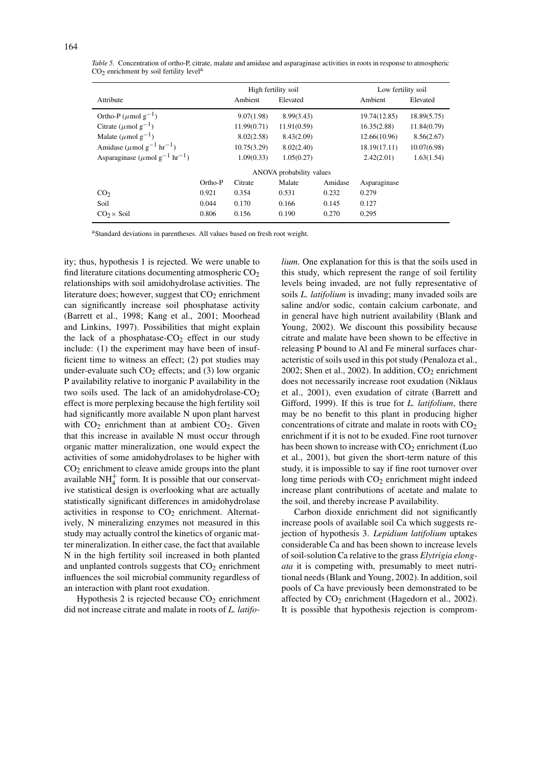*Table 5.* Concentration of ortho-P, citrate, malate and amidase and asparaginase activities in roots in response to atmospheric $CO_2$ enrichment by soil fertility level[a]

| Attribute | High fertility soil | | Low fertility soil | |
|---|---|---|---|---|
| | Ambient | Elevated | Ambient | Elevated |
| Ortho-P ($\mu$mol g$^{-1}$) | 9.07(1.98) | 8.99(3.43) | 19.74(12.85) | 18.89(5.75) |
| Citrate ($\mu$mol g$^{-1}$) | 11.99(0.71) | 11.91(0.59) | 16.35(2.88) | 11.84(0.79) |
| Malate ($\mu$mol g$^{-1}$) | 8.02(2.58) | 8.43(2.09) | 12.66(10.96) | 8.56(2.67) |
| Amidase ($\mu$mol g$^{-1}$ hr$^{-1}$) | 10.75(3.29) | 8.02(2.40) | 18.19(17.11) | 10.07(6.98) |
| Asparaginase ($\mu$mol g$^{-1}$ hr$^{-1}$) | 1.09(0.33) | 1.05(0.27) | 2.42(2.01) | 1.63(1.54) |

ANOVA probability values

| | Ortho-P | Citrate | Malate | Amidase | Asparaginase |
|---|---|---|---|---|---|
| $CO_2$ | 0.921 | 0.354 | 0.531 | 0.232 | 0.279 |
| Soil | 0.044 | 0.170 | 0.166 | 0.145 | 0.127 |
| $CO_2 \times$ Soil | 0.806 | 0.156 | 0.190 | 0.270 | 0.295 |

[a]Standard deviations in parentheses. All values based on fresh root weight.

ity; thus, hypothesis 1 is rejected. We were unable to find literature citations documenting atmospheric $CO_2$ relationships with soil amidohydrolase activities. The literature does; however, suggest that $CO_2$ enrichment can significantly increase soil phosphatase activity (Barrett et al., 1998; Kang et al., 2001; Moorhead and Linkins, 1997). Possibilities that might explain the lack of a phosphatase-$CO_2$ effect in our study include: (1) the experiment may have been of insufficient time to witness an effect; (2) pot studies may under-evaluate such $CO_2$ effects; and (3) low organic P availability relative to inorganic P availability in the two soils used. The lack of an amidohydrolase-$CO_2$ effect is more perplexing because the high fertility soil had significantly more available N upon plant harvest with $CO_2$ enrichment than at ambient $CO_2$. Given that this increase in available N must occur through organic matter mineralization, one would expect the activities of some amidohydrolases to be higher with $CO_2$ enrichment to cleave amide groups into the plant available $NH_4^+$ form. It is possible that our conservative statistical design is overlooking what are actually statistically significant differences in amidohydrolase activities in response to $CO_2$ enrichment. Alternatively, N mineralizing enzymes not measured in this study may actually control the kinetics of organic matter mineralization. In either case, the fact that available N in the high fertility soil increased in both planted and unplanted controls suggests that $CO_2$ enrichment influences the soil microbial community regardless of an interaction with plant root exudation.

Hypothesis 2 is rejected because $CO_2$ enrichment did not increase citrate and malate in roots of *L. latifolium*. One explanation for this is that the soils used in this study, which represent the range of soil fertility levels being invaded, are not fully representative of soils *L. latifolium* is invading; many invaded soils are saline and/or sodic, contain calcium carbonate, and in general have high nutrient availability (Blank and Young, 2002). We discount this possibility because citrate and malate have been shown to be effective in releasing P bound to Al and Fe mineral surfaces characteristic of soils used in this pot study (Penaloza et al., 2002; Shen et al., 2002). In addition, $CO_2$ enrichment does not necessarily increase root exudation (Niklaus et al., 2001), even exudation of citrate (Barrett and Gifford, 1999). If this is true for *L. latifolium*, there may be no benefit to this plant in producing higher concentrations of citrate and malate in roots with $CO_2$ enrichment if it is not to be exuded. Fine root turnover has been shown to increase with $CO_2$ enrichment (Luo et al., 2001), but given the short-term nature of this study, it is impossible to say if fine root turnover over long time periods with $CO_2$ enrichment might indeed increase plant contributions of acetate and malate to the soil, and thereby increase P availability.

Carbon dioxide enrichment did not significantly increase pools of available soil Ca which suggests rejection of hypothesis 3. *Lepidium latifolium* uptakes considerable Ca and has been shown to increase levels of soil-solution Ca relative to the grass *Elytrigia elongata* it is competing with, presumably to meet nutritional needs (Blank and Young, 2002). In addition, soil pools of Ca have previously been demonstrated to be affected by $CO_2$ enrichment (Hagedorn et al., 2002). It is possible that hypothesis rejection is comprom-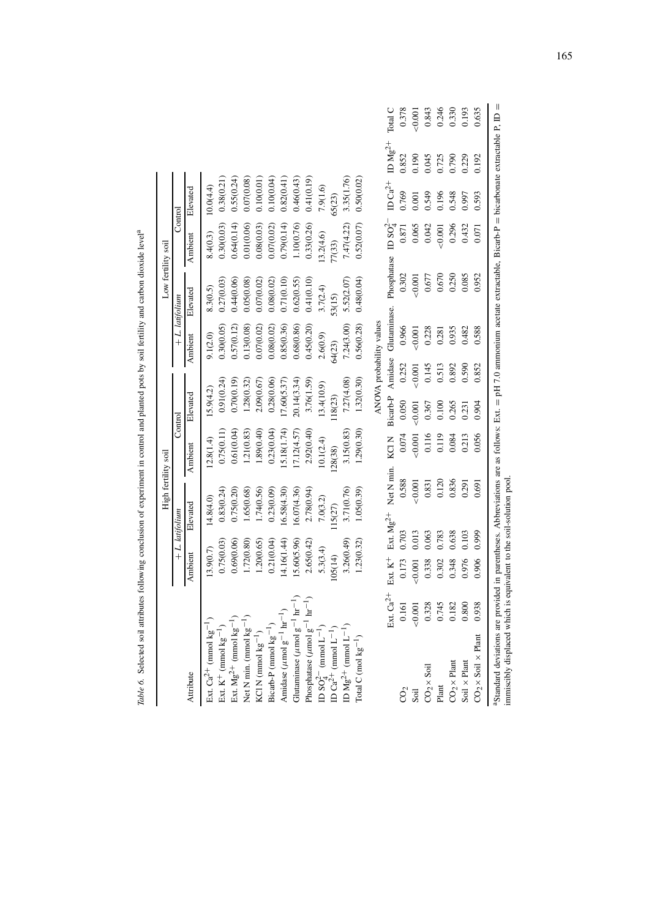*Table 6.* Selected soil attributes following conclusion of experiment in control and planted pots by soil fertility and carbon dioxide level[a]

| Attribute | High fertility soil | | | | Low fertility soil | | | |
|---|---|---|---|---|---|---|---|---|
| | + *L. latifolium* | | Control | | + *L. latifolium* | | Control | |
| | Ambient | Elevated | Ambient | Elevated | Ambient | Elevated | Ambient | Elevated |
| Ext. $Ca^{2+}$ (mmol $kg^{-1}$) | 13.9(0.7) | 14.8(4.0) | 12.8(1.4) | 15.9(4.2) | 9.1(2.0) | 8.3(0.5) | 8.4(0.3) | 10.0(4.4) |
| Ext. $K^{+}$ (mmol $kg^{-1}$) | 0.75(0.03) | 0.83(0.24) | 0.75(0.11) | 0.91(0.24) | 0.30(0.05) | 0.27(0.03) | 0.30(0.03) | 0.38(0.21) |
| Ext. $Mg^{2+}$ (mmol $kg^{-1}$) | 0.69(0.06) | 0.75(0.20) | 0.61(0.04) | 0.70(0.19) | 0.57(0.12) | 0.44(0.06) | 0.64(0.14) | 0.55(0.24) |
| Net N min. (mmol $kg^{-1}$) | 1.72(0.80) | 1.65(0.68) | 1.21(0.83) | 1.28(0.32) | 0.13(0.08) | 0.05(0.08) | 0.01(0.06) | 0.07(0.08) |
| KCl N (mmol $kg^{-1}$) | 1.20(0.65) | 1.74(0.56) | 1.89(0.40) | 2.09(0.67) | 0.07(0.02) | 0.07(0.02) | 0.08(0.03) | 0.10(0.01) |
| Bicarb-P (mmol $kg^{-1}$) | 0.21(0.04) | 0.23(0.09) | 0.23(0.04) | 0.28(0.06) | 0.08(0.02) | 0.08(0.02) | 0.07(0.02) | 0.10(0.04) |
| Amidase ($\mu$mol $g^{-1}$ $hr^{-1}$) | 14.16(1.44) | 16.58(4.30) | 15.18(1.74) | 17.60(5.37) | 0.85(0.36) | 0.71(0.10) | 0.79(0.14) | 0.82(0.41) |
| Glutaminase ($\mu$mol $g^{-1}$ $hr^{-1}$) | 15.60(5.96) | 16.07(4.36) | 17.12(4.57) | 20.14(3.34) | 0.68(0.86) | 0.62(0.55) | 1.10(0.76) | 0.46(0.43) |
| Phosphatase ($\mu$mol $g^{-1}$ $hr^{-1}$) | 2.65(0.42) | 2.78(0.94) | 2.92(0.40) | 3.76(1.59) | 0.45(0.20) | 0.41(0.10) | 0.33(0.26) | 0.41(0.19) |
| ID $SO_4^{2-}$ (mmol $L^{-1}$) | 5.3(3.4) | 7.0(3.2) | 10.1(2.4) | 13.4(10.9) | 2.6(0.9) | 3.7(2.4) | 13.2(4.6) | 7.9(1.6) |
| ID $Ca^{2+}$ (mmol $L^{-1}$) | 105(14) | 115(27) | 128(38) | 118(23) | 64(23) | 53(15) | 77(33) | 65(23) |
| ID $Mg^{2+}$ (mmol $L^{-1}$) | 3.26(0.49) | 3.71(0.76) | 3.15(0.83) | 7.27(4.08) | 7.24(3.00) | 5.52(2.07) | 7.47(4.22) | 3.35(1.76) |
| Total C (mol $kg^{-1}$) | 1.23(0.32) | 1.05(0.39) | 1.29(0.30) | 1.32(0.30) | 0.56(0.28) | 0.48(0.04) | 0.52(0.07) | 0.50(0.02) |

ANOVA probability values

| | Ext. $Ca^{2+}$ | Ext. $K^{+}$ | Ext. $Mg^{2+}$ | Net N min. | KCl N | Bicarb-P | Amidase | Glutaminase. | Phosphatase | ID $SO_4^{2-}$ | ID $Ca^{2+}$ | ID $Mg^{2+}$ | Total C |
|---|---|---|---|---|---|---|---|---|---|---|---|---|---|
| $CO_2$ | 0.161 | 0.173 | 0.703 | 0.588 | 0.074 | 0.050 | 0.252 | 0.966 | 0.302 | 0.871 | 0.769 | 0.852 | 0.378 |
| Soil | <0.001 | <0.001 | 0.013 | <0.001 | <0.001 | <0.001 | <0.001 | <0.001 | <0.001 | 0.065 | 0.001 | 0.190 | <0.001 |
| $CO_2$ × Soil | 0.328 | 0.338 | 0.063 | 0.831 | 0.116 | 0.367 | 0.145 | 0.228 | 0.677 | 0.042 | 0.549 | 0.045 | 0.843 |
| Plant | 0.745 | 0.302 | 0.783 | 0.120 | 0.119 | 0.100 | 0.513 | 0.281 | 0.670 | <0.001 | 0.196 | 0.725 | 0.246 |
| $CO_2$ × Plant | 0.182 | 0.348 | 0.638 | 0.836 | 0.084 | 0.265 | 0.892 | 0.935 | 0.250 | 0.296 | 0.548 | 0.790 | 0.330 |
| Soil × Plant | 0.800 | 0.976 | 0.103 | 0.291 | 0.213 | 0.231 | 0.590 | 0.482 | 0.085 | 0.432 | 0.997 | 0.229 | 0.193 |
| $CO_2$ × Soil × Plant | 0.938 | 0.906 | 0.999 | 0.691 | 0.056 | 0.904 | 0.852 | 0.588 | 0.952 | 0.071 | 0.593 | 0.192 | 0.635 |

[a]Standard deviations are provided in parentheses. Abbreviations are as follows: Ext. = pH 7.0 ammonium acetate extractable, Bicarb-P = bicarbonate extractable P, ID = immiscibly displaced which is equivalent to the soil-solution pool.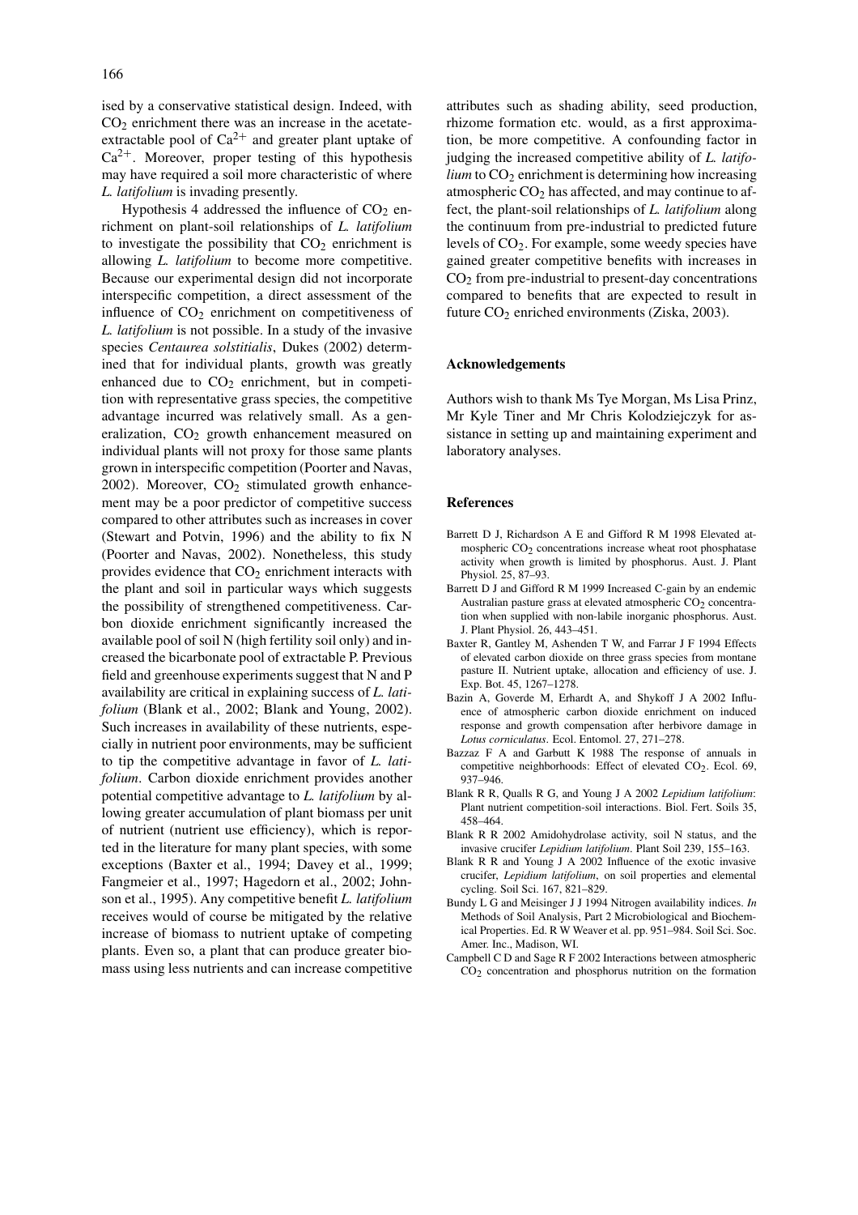ised by a conservative statistical design. Indeed, with $CO_2$ enrichment there was an increase in the acetate-extractable pool of $Ca^{2+}$ and greater plant uptake of $Ca^{2+}$. Moreover, proper testing of this hypothesis may have required a soil more characteristic of where *L. latifolium* is invading presently.

Hypothesis 4 addressed the influence of $CO_2$ enrichment on plant-soil relationships of *L. latifolium* to investigate the possibility that $CO_2$ enrichment is allowing *L. latifolium* to become more competitive. Because our experimental design did not incorporate interspecific competition, a direct assessment of the influence of $CO_2$ enrichment on competitiveness of *L. latifolium* is not possible. In a study of the invasive species *Centaurea solstitialis*, Dukes (2002) determined that for individual plants, growth was greatly enhanced due to $CO_2$ enrichment, but in competition with representative grass species, the competitive advantage incurred was relatively small. As a generalization, $CO_2$ growth enhancement measured on individual plants will not proxy for those same plants grown in interspecific competition (Poorter and Navas, 2002). Moreover, $CO_2$ stimulated growth enhancement may be a poor predictor of competitive success compared to other attributes such as increases in cover (Stewart and Potvin, 1996) and the ability to fix N (Poorter and Navas, 2002). Nonetheless, this study provides evidence that $CO_2$ enrichment interacts with the plant and soil in particular ways which suggests the possibility of strengthened competitiveness. Carbon dioxide enrichment significantly increased the available pool of soil N (high fertility soil only) and increased the bicarbonate pool of extractable P. Previous field and greenhouse experiments suggest that N and P availability are critical in explaining success of *L. latifolium* (Blank et al., 2002; Blank and Young, 2002). Such increases in availability of these nutrients, especially in nutrient poor environments, may be sufficient to tip the competitive advantage in favor of *L. latifolium*. Carbon dioxide enrichment provides another potential competitive advantage to *L. latifolium* by allowing greater accumulation of plant biomass per unit of nutrient (nutrient use efficiency), which is reported in the literature for many plant species, with some exceptions (Baxter et al., 1994; Davey et al., 1999; Fangmeier et al., 1997; Hagedorn et al., 2002; Johnson et al., 1995). Any competitive benefit *L. latifolium* receives would of course be mitigated by the relative increase of biomass to nutrient uptake of competing plants. Even so, a plant that can produce greater biomass using less nutrients and can increase competitive attributes such as shading ability, seed production, rhizome formation etc. would, as a first approximation, be more competitive. A confounding factor in judging the increased competitive ability of *L. latifolium* to $CO_2$ enrichment is determining how increasing atmospheric $CO_2$ has affected, and may continue to affect, the plant-soil relationships of *L. latifolium* along the continuum from pre-industrial to predicted future levels of $CO_2$. For example, some weedy species have gained greater competitive benefits with increases in $CO_2$ from pre-industrial to present-day concentrations compared to benefits that are expected to result in future $CO_2$ enriched environments (Ziska, 2003).

## Acknowledgements

Authors wish to thank Ms Tye Morgan, Ms Lisa Prinz, Mr Kyle Tiner and Mr Chris Kolodziejczyk for assistance in setting up and maintaining experiment and laboratory analyses.

## References

Barrett D J, Richardson A E and Gifford R M 1998 Elevated atmospheric $CO_2$ concentrations increase wheat root phosphatase activity when growth is limited by phosphorus. Aust. J. Plant Physiol. 25, 87–93.

Barrett D J and Gifford R M 1999 Increased C-gain by an endemic Australian pasture grass at elevated atmospheric $CO_2$ concentration when supplied with non-labile inorganic phosphorus. Aust. J. Plant Physiol. 26, 443–451.

Baxter R, Gantley M, Ashenden T W, and Farrar J F 1994 Effects of elevated carbon dioxide on three grass species from montane pasture II. Nutrient uptake, allocation and efficiency of use. J. Exp. Bot. 45, 1267–1278.

Bazin A, Goverde M, Erhardt A, and Shykoff J A 2002 Influence of atmospheric carbon dioxide enrichment on induced response and growth compensation after herbivore damage in *Lotus corniculatus*. Ecol. Entomol. 27, 271–278.

Bazzaz F A and Garbutt K 1988 The response of annuals in competitive neighborhoods: Effect of elevated $CO_2$. Ecol. 69, 937–946.

Blank R R, Qualls R G, and Young J A 2002 *Lepidium latifolium*: Plant nutrient competition-soil interactions. Biol. Fert. Soils 35, 458–464.

Blank R R 2002 Amidohydrolase activity, soil N status, and the invasive crucifer *Lepidium latifolium*. Plant Soil 239, 155–163.

Blank R R and Young J A 2002 Influence of the exotic invasive crucifer, *Lepidium latifolium*, on soil properties and elemental cycling. Soil Sci. 167, 821–829.

Bundy L G and Meisinger J J 1994 Nitrogen availability indices. *In* Methods of Soil Analysis, Part 2 Microbiological and Biochemical Properties. Ed. R W Weaver et al. pp. 951–984. Soil Sci. Soc. Amer. Inc., Madison, WI.

Campbell C D and Sage R F 2002 Interactions between atmospheric $CO_2$ concentration and phosphorus nutrition on the formation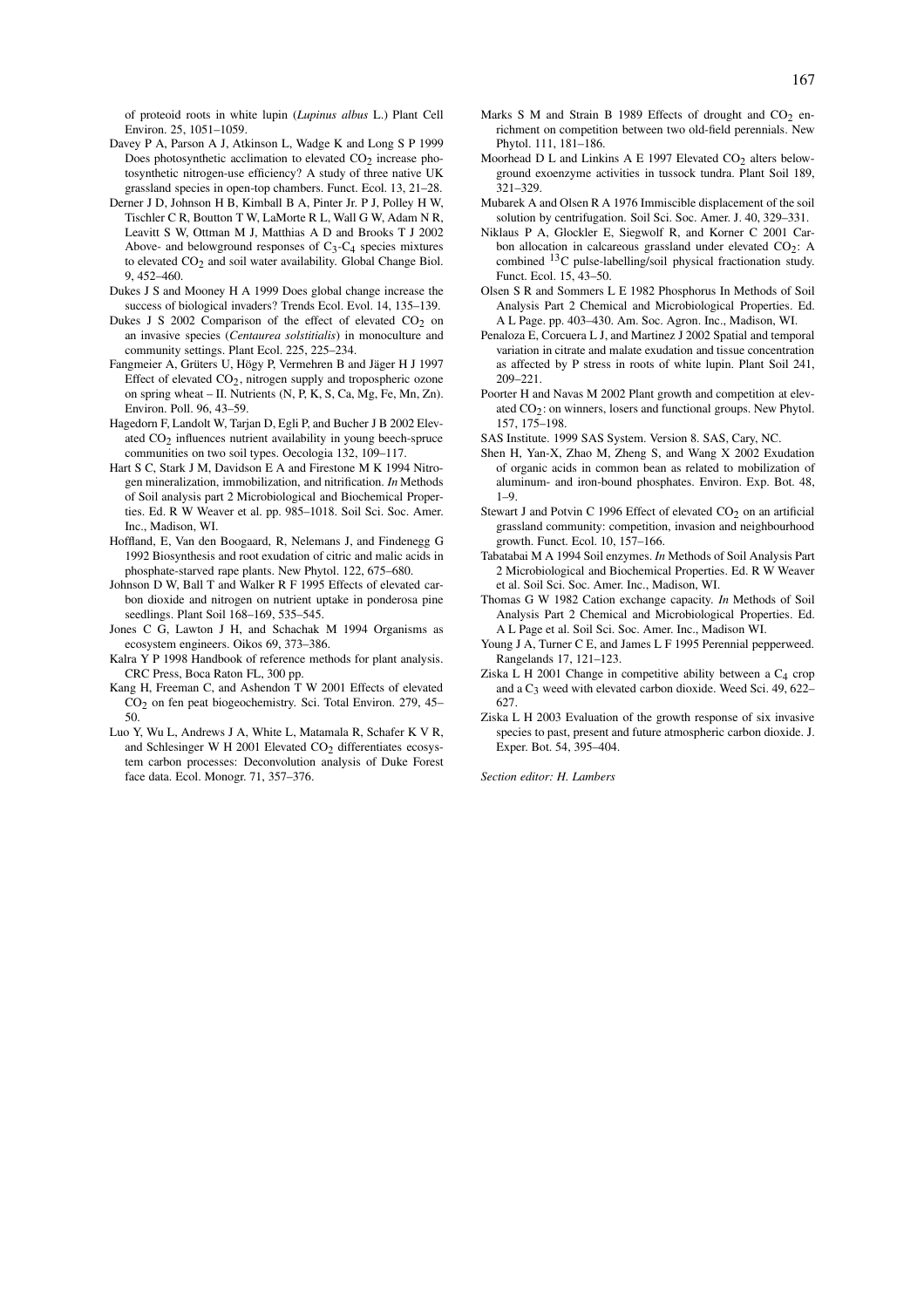of proteoid roots in white lupin (*Lupinus albus* L.) Plant Cell Environ. 25, 1051–1059.

Davey P A, Parson A J, Atkinson L, Wadge K and Long S P 1999 Does photosynthetic acclimation to elevated $CO_2$ increase photosynthetic nitrogen-use efficiency? A study of three native UK grassland species in open-top chambers. Funct. Ecol. 13, 21–28.

Derner J D, Johnson H B, Kimball B A, Pinter Jr. P J, Polley H W, Tischler C R, Boutton T W, LaMorte R L, Wall G W, Adam N R, Leavitt S W, Ottman M J, Matthias A D and Brooks T J 2002 Above- and belowground responses of $C_3$-$C_4$ species mixtures to elevated $CO_2$ and soil water availability. Global Change Biol. 9, 452–460.

Dukes J S and Mooney H A 1999 Does global change increase the success of biological invaders? Trends Ecol. Evol. 14, 135–139.

Dukes J S 2002 Comparison of the effect of elevated $CO_2$ on an invasive species (*Centaurea solstitialis*) in monoculture and community settings. Plant Ecol. 225, 225–234.

Fangmeier A, Grüters U, Högy P, Vermehren B and Jäger H J 1997 Effect of elevated $CO_2$, nitrogen supply and tropospheric ozone on spring wheat – II. Nutrients (N, P, K, S, Ca, Mg, Fe, Mn, Zn). Environ. Poll. 96, 43–59.

Hagedorn F, Landolt W, Tarjan D, Egli P, and Bucher J B 2002 Elevated $CO_2$ influences nutrient availability in young beech-spruce communities on two soil types. Oecologia 132, 109–117.

Hart S C, Stark J M, Davidson E A and Firestone M K 1994 Nitrogen mineralization, immobilization, and nitrification. *In* Methods of Soil analysis part 2 Microbiological and Biochemical Properties. Ed. R W Weaver et al. pp. 985–1018. Soil Sci. Soc. Amer. Inc., Madison, WI.

Hoffland, E, Van den Boogaard, R, Nelemans J, and Findenegg G 1992 Biosynthesis and root exudation of citric and malic acids in phosphate-starved rape plants. New Phytol. 122, 675–680.

Johnson D W, Ball T and Walker R F 1995 Effects of elevated carbon dioxide and nitrogen on nutrient uptake in ponderosa pine seedlings. Plant Soil 168–169, 535–545.

Jones C G, Lawton J H, and Schachak M 1994 Organisms as ecosystem engineers. Oikos 69, 373–386.

Kalra Y P 1998 Handbook of reference methods for plant analysis. CRC Press, Boca Raton FL, 300 pp.

Kang H, Freeman C, and Ashendon T W 2001 Effects of elevated $CO_2$ on fen peat biogeochemistry. Sci. Total Environ. 279, 45–50.

Luo Y, Wu L, Andrews J A, White L, Matamala R, Schafer K V R, and Schlesinger W H 2001 Elevated $CO_2$ differentiates ecosystem carbon processes: Deconvolution analysis of Duke Forest face data. Ecol. Monogr. 71, 357–376.

Marks S M and Strain B 1989 Effects of drought and $CO_2$ enrichment on competition between two old-field perennials. New Phytol. 111, 181–186.

Moorhead D L and Linkins A E 1997 Elevated $CO_2$ alters belowground exoenzyme activities in tussock tundra. Plant Soil 189, 321–329.

Mubarek A and Olsen R A 1976 Immiscible displacement of the soil solution by centrifugation. Soil Sci. Soc. Amer. J. 40, 329–331.

Niklaus P A, Glockler E, Siegwolf R, and Korner C 2001 Carbon allocation in calcareous grassland under elevated $CO_2$: A combined $^{13}C$ pulse-labelling/soil physical fractionation study. Funct. Ecol. 15, 43–50.

Olsen S R and Sommers L E 1982 Phosphorus In Methods of Soil Analysis Part 2 Chemical and Microbiological Properties. Ed. A L Page. pp. 403–430. Am. Soc. Agron. Inc., Madison, WI.

Penaloza E, Corcuera L J, and Martinez J 2002 Spatial and temporal variation in citrate and malate exudation and tissue concentration as affected by P stress in roots of white lupin. Plant Soil 241, 209–221.

Poorter H and Navas M 2002 Plant growth and competition at elevated $CO_2$: on winners, losers and functional groups. New Phytol. 157, 175–198.

SAS Institute. 1999 SAS System. Version 8. SAS, Cary, NC.

Shen H, Yan-X, Zhao M, Zheng S, and Wang X 2002 Exudation of organic acids in common bean as related to mobilization of aluminum- and iron-bound phosphates. Environ. Exp. Bot. 48, 1–9.

Stewart J and Potvin C 1996 Effect of elevated $CO_2$ on an artificial grassland community: competition, invasion and neighbourhood growth. Funct. Ecol. 10, 157–166.

Tabatabai M A 1994 Soil enzymes. *In* Methods of Soil Analysis Part 2 Microbiological and Biochemical Properties. Ed. R W Weaver et al. Soil Sci. Soc. Amer. Inc., Madison, WI.

Thomas G W 1982 Cation exchange capacity. *In* Methods of Soil Analysis Part 2 Chemical and Microbiological Properties. Ed. A L Page et al. Soil Sci. Soc. Amer. Inc., Madison WI.

Young J A, Turner C E, and James L F 1995 Perennial pepperweed. Rangelands 17, 121–123.

Ziska L H 2001 Change in competitive ability between a $C_4$ crop and a $C_3$ weed with elevated carbon dioxide. Weed Sci. 49, 622–627.

Ziska L H 2003 Evaluation of the growth response of six invasive species to past, present and future atmospheric carbon dioxide. J. Exper. Bot. 54, 395–404.

*Section editor: H. Lambers*